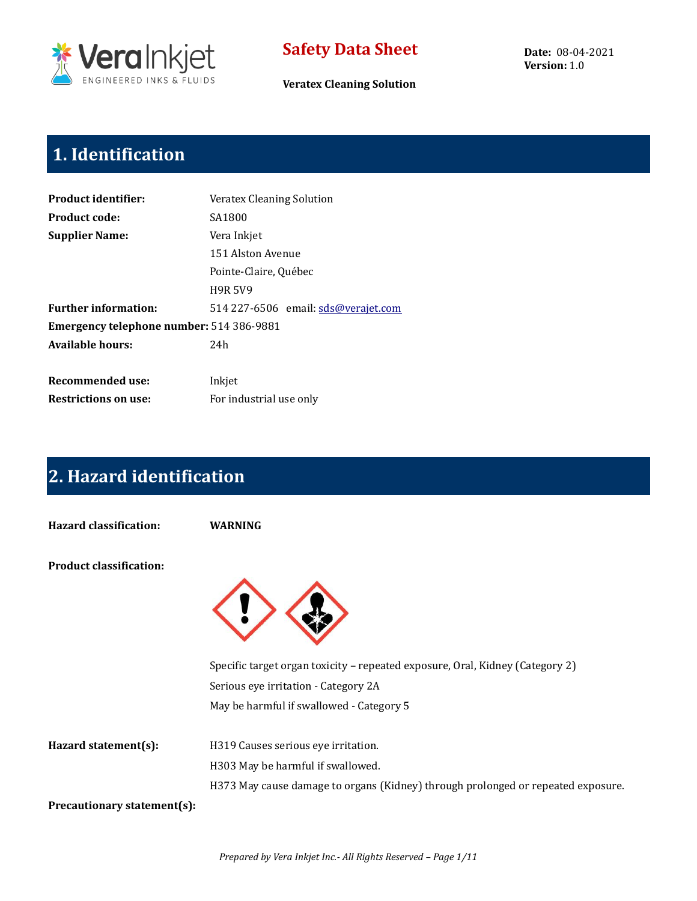# Safety Data Sheet

**Veratex Cleaning Solution**

**Date:** 08-04-2021
**Version:** 1.0

## 1. Identification

**Product identifier:** Veratex Cleaning Solution

**Product code:** SA1800

**Supplier Name:** Vera Inkjet
151 Alston Avenue
Pointe-Claire, Québec
H9R 5V9

**Further information:** 514 227-6506 email: sds@verajet.com

**Emergency telephone number:** 514 386-9881

**Available hours:** 24h

**Recommended use:** Inkjet

**Restrictions on use:** For industrial use only

## 2. Hazard identification

**Hazard classification:** **WARNING**

**Product classification:**

Specific target organ toxicity – repeated exposure, Oral, Kidney (Category 2)

Serious eye irritation - Category 2A

May be harmful if swallowed - Category 5

**Hazard statement(s):**

H319 Causes serious eye irritation.

H303 May be harmful if swallowed.

H373 May cause damage to organs (Kidney) through prolonged or repeated exposure.

**Precautionary statement(s):**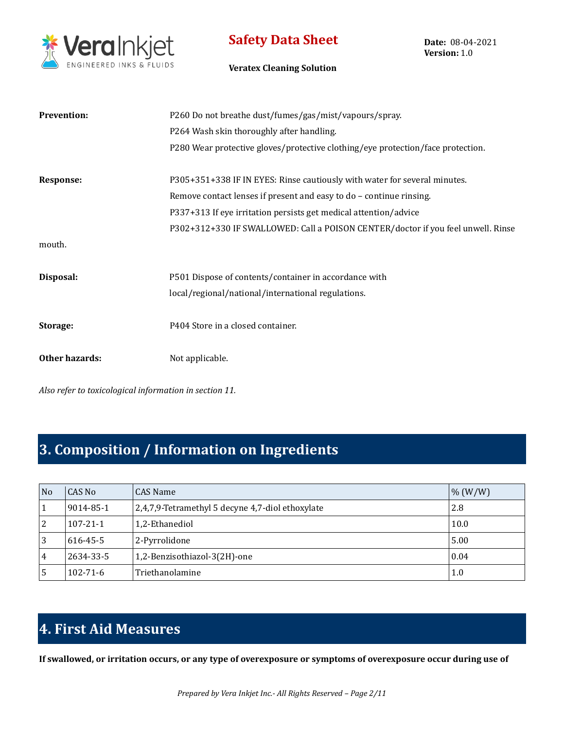**Prevention:** P260 Do not breathe dust/fumes/gas/mist/vapours/spray.

P264 Wash skin thoroughly after handling.

P280 Wear protective gloves/protective clothing/eye protection/face protection.

**Response:** P305+351+338 IF IN EYES: Rinse cautiously with water for several minutes.

Remove contact lenses if present and easy to do – continue rinsing.

P337+313 If eye irritation persists get medical attention/advice

P302+312+330 IF SWALLOWED: Call a POISON CENTER/doctor if you feel unwell. Rinse mouth.

**Disposal:** P501 Dispose of contents/container in accordance with local/regional/national/international regulations.

**Storage:** P404 Store in a closed container.

**Other hazards:** Not applicable.

*Also refer to toxicological information in section 11.*

## 3. Composition / Information on Ingredients

| No | CAS No | CAS Name | % (W/W) |
|---|---|---|---|
| 1 | 9014-85-1 | 2,4,7,9-Tetramethyl 5 decyne 4,7-diol ethoxylate | 2.8 |
| 2 | 107-21-1 | 1,2-Ethanediol | 10.0 |
| 3 | 616-45-5 | 2-Pyrrolidone | 5.00 |
| 4 | 2634-33-5 | 1,2-Benzisothiazol-3(2H)-one | 0.04 |
| 5 | 102-71-6 | Triethanolamine | 1.0 |

## 4. First Aid Measures

**If swallowed, or irritation occurs, or any type of overexposure or symptoms of overexposure occur during use of**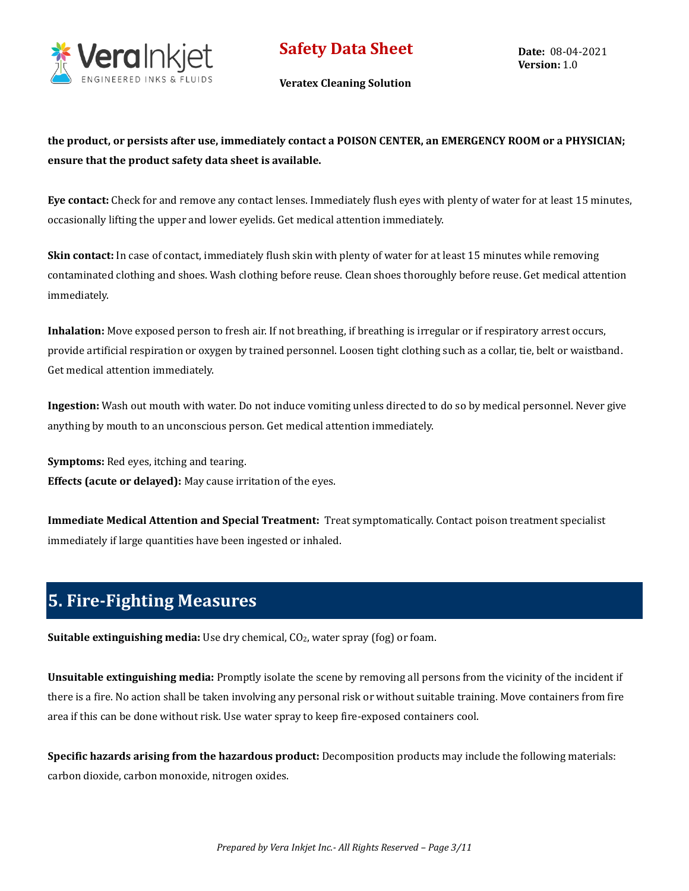**the product, or persists after use, immediately contact a POISON CENTER, an EMERGENCY ROOM or a PHYSICIAN; ensure that the product safety data sheet is available.**

**Eye contact:** Check for and remove any contact lenses. Immediately flush eyes with plenty of water for at least 15 minutes, occasionally lifting the upper and lower eyelids. Get medical attention immediately.

**Skin contact:** In case of contact, immediately flush skin with plenty of water for at least 15 minutes while removing contaminated clothing and shoes. Wash clothing before reuse. Clean shoes thoroughly before reuse. Get medical attention immediately.

**Inhalation:** Move exposed person to fresh air. If not breathing, if breathing is irregular or if respiratory arrest occurs, provide artificial respiration or oxygen by trained personnel. Loosen tight clothing such as a collar, tie, belt or waistband. Get medical attention immediately.

**Ingestion:** Wash out mouth with water. Do not induce vomiting unless directed to do so by medical personnel. Never give anything by mouth to an unconscious person. Get medical attention immediately.

**Symptoms:** Red eyes, itching and tearing.
**Effects (acute or delayed):** May cause irritation of the eyes.

**Immediate Medical Attention and Special Treatment:** Treat symptomatically. Contact poison treatment specialist immediately if large quantities have been ingested or inhaled.

## 5. Fire-Fighting Measures

**Suitable extinguishing media:** Use dry chemical, $CO_2$, water spray (fog) or foam.

**Unsuitable extinguishing media:** Promptly isolate the scene by removing all persons from the vicinity of the incident if there is a fire. No action shall be taken involving any personal risk or without suitable training. Move containers from fire area if this can be done without risk. Use water spray to keep fire-exposed containers cool.

**Specific hazards arising from the hazardous product:** Decomposition products may include the following materials: carbon dioxide, carbon monoxide, nitrogen oxides.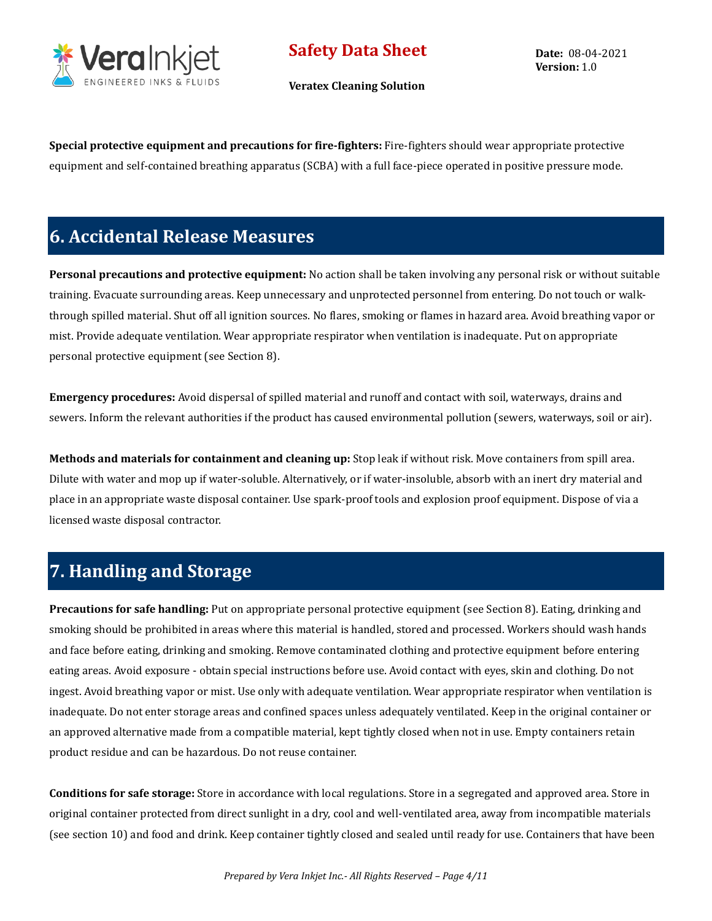**Special protective equipment and precautions for fire-fighters:** Fire-fighters should wear appropriate protective equipment and self-contained breathing apparatus (SCBA) with a full face-piece operated in positive pressure mode.

## 6. Accidental Release Measures

**Personal precautions and protective equipment:** No action shall be taken involving any personal risk or without suitable training. Evacuate surrounding areas. Keep unnecessary and unprotected personnel from entering. Do not touch or walk-through spilled material. Shut off all ignition sources. No flares, smoking or flames in hazard area. Avoid breathing vapor or mist. Provide adequate ventilation. Wear appropriate respirator when ventilation is inadequate. Put on appropriate personal protective equipment (see Section 8).

**Emergency procedures:** Avoid dispersal of spilled material and runoff and contact with soil, waterways, drains and sewers. Inform the relevant authorities if the product has caused environmental pollution (sewers, waterways, soil or air).

**Methods and materials for containment and cleaning up:** Stop leak if without risk. Move containers from spill area. Dilute with water and mop up if water-soluble. Alternatively, or if water-insoluble, absorb with an inert dry material and place in an appropriate waste disposal container. Use spark-proof tools and explosion proof equipment. Dispose of via a licensed waste disposal contractor.

## 7. Handling and Storage

**Precautions for safe handling:** Put on appropriate personal protective equipment (see Section 8). Eating, drinking and smoking should be prohibited in areas where this material is handled, stored and processed. Workers should wash hands and face before eating, drinking and smoking. Remove contaminated clothing and protective equipment before entering eating areas. Avoid exposure - obtain special instructions before use. Avoid contact with eyes, skin and clothing. Do not ingest. Avoid breathing vapor or mist. Use only with adequate ventilation. Wear appropriate respirator when ventilation is inadequate. Do not enter storage areas and confined spaces unless adequately ventilated. Keep in the original container or an approved alternative made from a compatible material, kept tightly closed when not in use. Empty containers retain product residue and can be hazardous. Do not reuse container.

**Conditions for safe storage:** Store in accordance with local regulations. Store in a segregated and approved area. Store in original container protected from direct sunlight in a dry, cool and well-ventilated area, away from incompatible materials (see section 10) and food and drink. Keep container tightly closed and sealed until ready for use. Containers that have been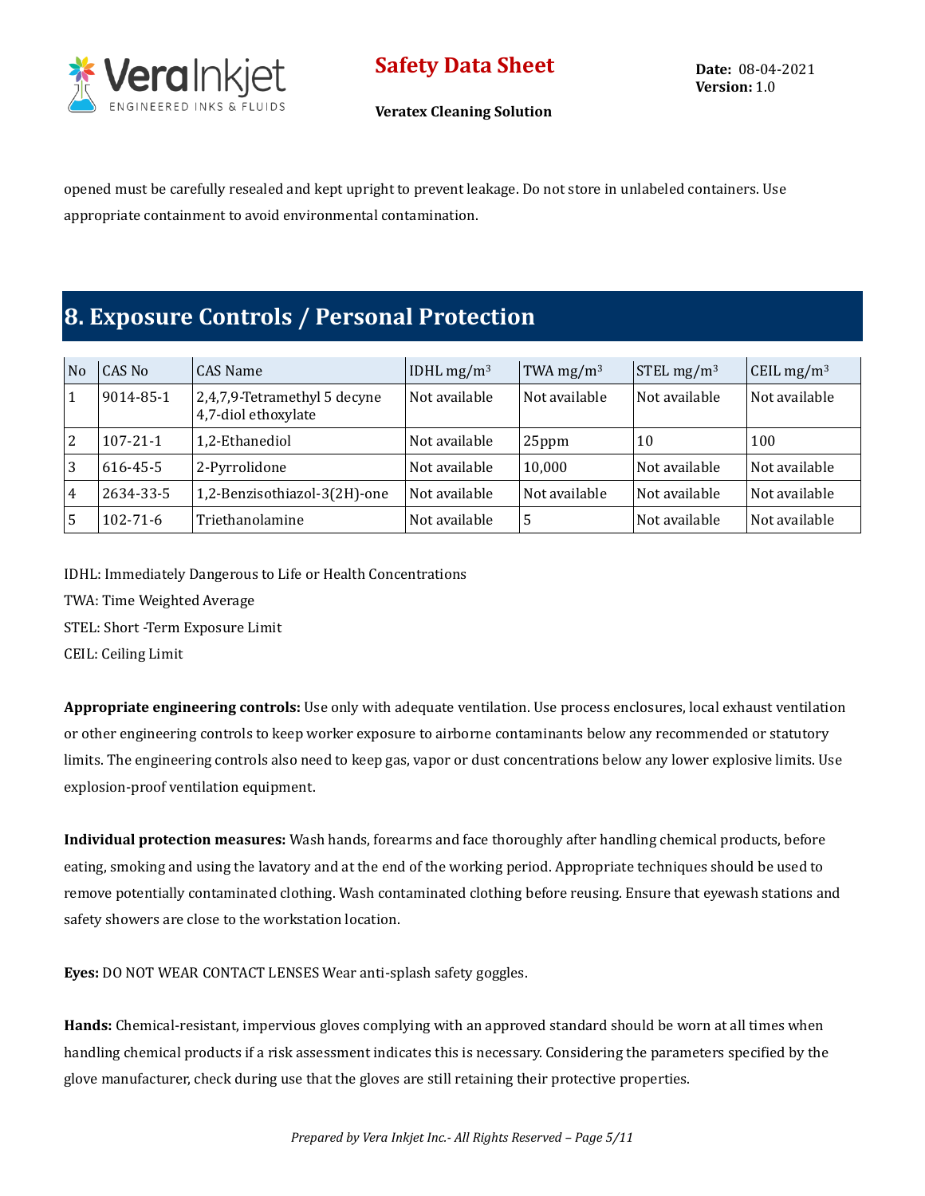opened must be carefully resealed and kept upright to prevent leakage. Do not store in unlabeled containers. Use appropriate containment to avoid environmental contamination.

# 8. Exposure Controls / Personal Protection

| No | CAS No | CAS Name | IDHL mg/m$^3$ | TWA mg/m$^3$ | STEL mg/m$^3$ | CEIL mg/m$^3$ |
|---|---|---|---|---|---|---|
| 1 | 9014-85-1 | 2,4,7,9-Tetramethyl 5 decyne 4,7-diol ethoxylate | Not available | Not available | Not available | Not available |
| 2 | 107-21-1 | 1,2-Ethanediol | Not available | 25ppm | 10 | 100 |
| 3 | 616-45-5 | 2-Pyrrolidone | Not available | 10,000 | Not available | Not available |
| 4 | 2634-33-5 | 1,2-Benzisothiazol-3(2H)-one | Not available | Not available | Not available | Not available |
| 5 | 102-71-6 | Triethanolamine | Not available | 5 | Not available | Not available |

IDHL: Immediately Dangerous to Life or Health Concentrations

TWA: Time Weighted Average

STEL: Short -Term Exposure Limit

CEIL: Ceiling Limit

**Appropriate engineering controls:** Use only with adequate ventilation. Use process enclosures, local exhaust ventilation or other engineering controls to keep worker exposure to airborne contaminants below any recommended or statutory limits. The engineering controls also need to keep gas, vapor or dust concentrations below any lower explosive limits. Use explosion-proof ventilation equipment.

**Individual protection measures:** Wash hands, forearms and face thoroughly after handling chemical products, before eating, smoking and using the lavatory and at the end of the working period. Appropriate techniques should be used to remove potentially contaminated clothing. Wash contaminated clothing before reusing. Ensure that eyewash stations and safety showers are close to the workstation location.

**Eyes:** DO NOT WEAR CONTACT LENSES Wear anti-splash safety goggles.

**Hands:** Chemical-resistant, impervious gloves complying with an approved standard should be worn at all times when handling chemical products if a risk assessment indicates this is necessary. Considering the parameters specified by the glove manufacturer, check during use that the gloves are still retaining their protective properties.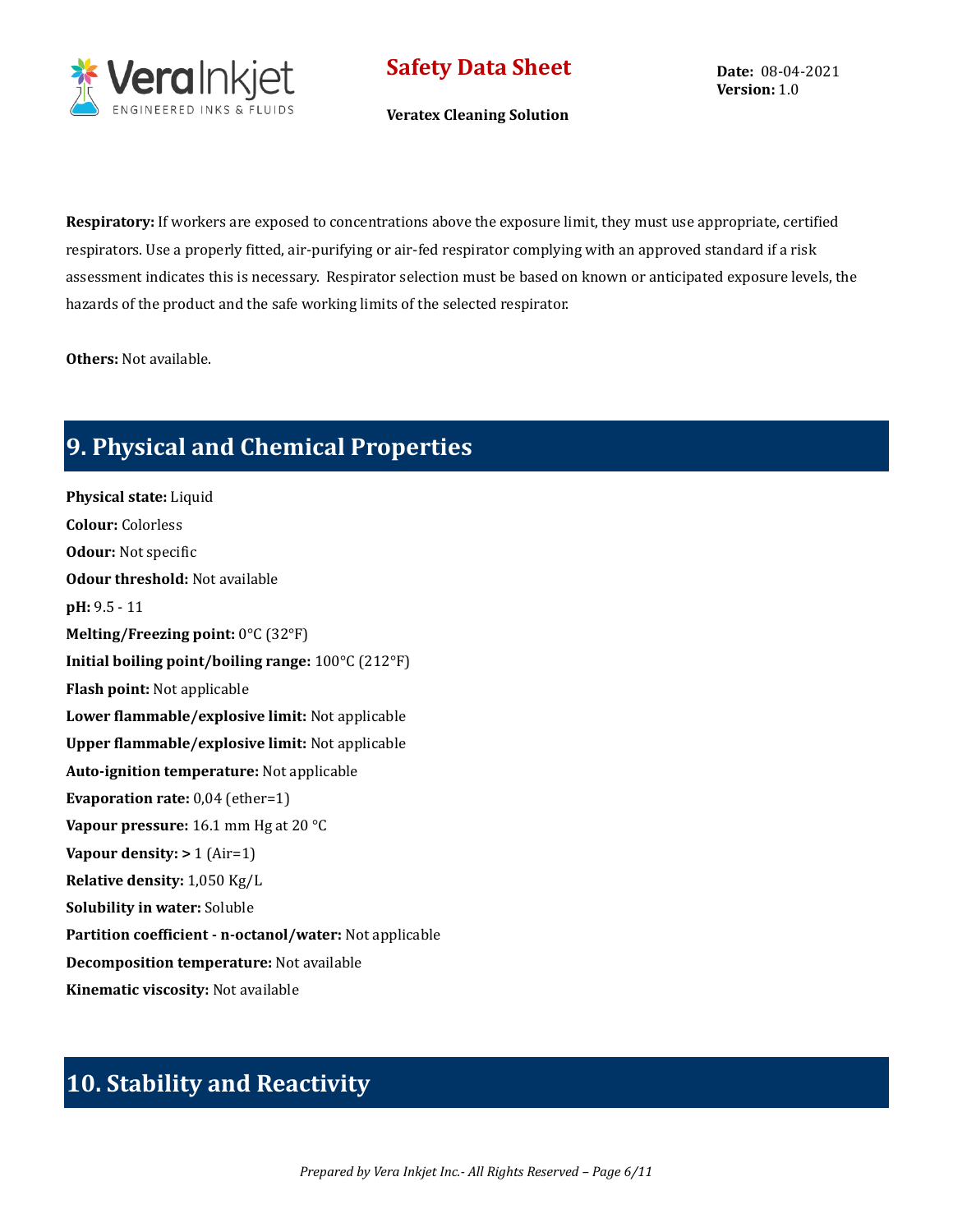**Respiratory:** If workers are exposed to concentrations above the exposure limit, they must use appropriate, certified respirators. Use a properly fitted, air-purifying or air-fed respirator complying with an approved standard if a risk assessment indicates this is necessary. Respirator selection must be based on known or anticipated exposure levels, the hazards of the product and the safe working limits of the selected respirator.

**Others:** Not available.

## 9. Physical and Chemical Properties

**Physical state:** Liquid
**Colour:** Colorless
**Odour:** Not specific
**Odour threshold:** Not available
**pH:** 9.5 - 11
**Melting/Freezing point:** 0°C (32°F)
**Initial boiling point/boiling range:** 100°C (212°F)
**Flash point:** Not applicable
**Lower flammable/explosive limit:** Not applicable
**Upper flammable/explosive limit:** Not applicable
**Auto-ignition temperature:** Not applicable
**Evaporation rate:** 0,04 (ether=1)
**Vapour pressure:** 16.1 mm Hg at 20 °C
**Vapour density:** > 1 (Air=1)
**Relative density:** 1,050 Kg/L
**Solubility in water:** Soluble
**Partition coefficient - n-octanol/water:** Not applicable
**Decomposition temperature:** Not available
**Kinematic viscosity:** Not available

## 10. Stability and Reactivity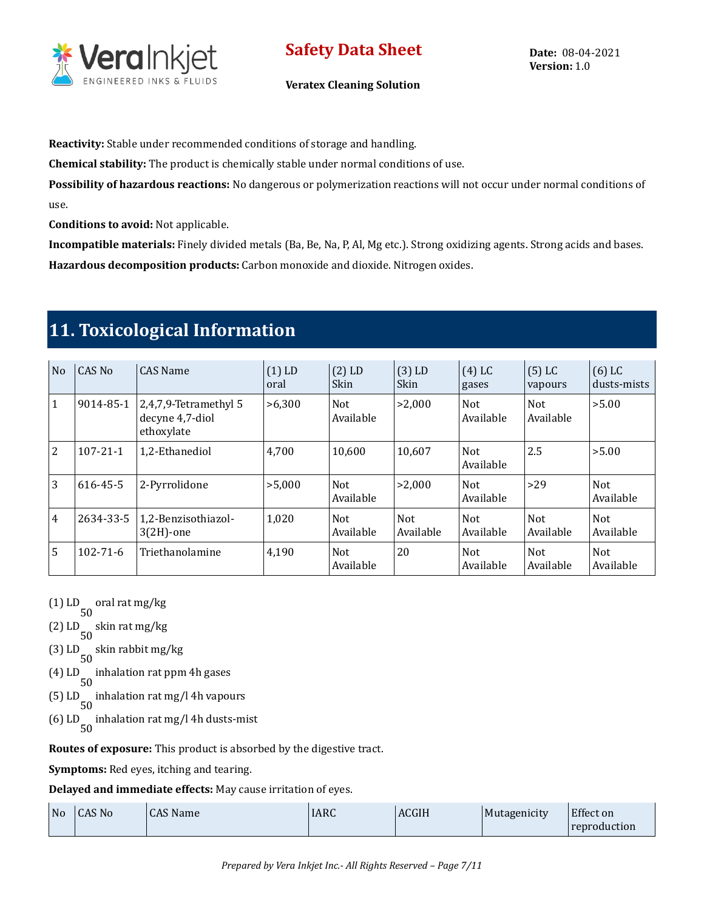**Reactivity:** Stable under recommended conditions of storage and handling.

**Chemical stability:** The product is chemically stable under normal conditions of use.

**Possibility of hazardous reactions:** No dangerous or polymerization reactions will not occur under normal conditions of use.

**Conditions to avoid:** Not applicable.

**Incompatible materials:** Finely divided metals (Ba, Be, Na, P, Al, Mg etc.). Strong oxidizing agents. Strong acids and bases.

**Hazardous decomposition products:** Carbon monoxide and dioxide. Nitrogen oxides.

# 11. Toxicological Information

| No | CAS No | CAS Name | (1) LD oral | (2) LD Skin | (3) LD Skin | (4) LC gases | (5) LC vapours | (6) LC dusts-mists |
|---|---|---|---|---|---|---|---|---|
| 1 | 9014-85-1 | 2,4,7,9-Tetramethyl 5 decyne 4,7-diol ethoxylate | >6,300 | Not Available | >2,000 | Not Available | Not Available | >5.00 |
| 2 | 107-21-1 | 1,2-Ethanediol | 4,700 | 10,600 | 10,607 | Not Available | 2.5 | >5.00 |
| 3 | 616-45-5 | 2-Pyrrolidone | >5,000 | Not Available | >2,000 | Not Available | >29 | Not Available |
| 4 | 2634-33-5 | 1,2-Benzisothiazol-3(2H)-one | 1,020 | Not Available | Not Available | Not Available | Not Available | Not Available |
| 5 | 102-71-6 | Triethanolamine | 4,190 | Not Available | 20 | Not Available | Not Available | Not Available |

(1) $LD_{50}$ oral rat mg/kg

(2) $LD_{50}$ skin rat mg/kg

(3) $LD_{50}$ skin rabbit mg/kg

(4) $LD_{50}$ inhalation rat ppm 4h gases

(5) $LD_{50}$ inhalation rat mg/l 4h vapours

(6) $LD_{50}$ inhalation rat mg/l 4h dusts-mist

**Routes of exposure:** This product is absorbed by the digestive tract.

**Symptoms:** Red eyes, itching and tearing.

**Delayed and immediate effects:** May cause irritation of eyes.

| No | CAS No | CAS Name | IARC | ACGIH | Mutagenicity | Effect on reproduction |
|---|---|---|---|---|---|---|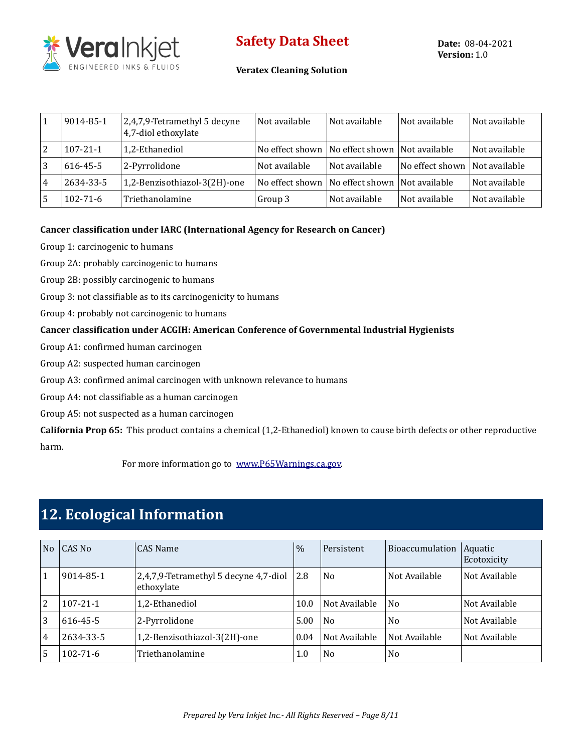| 1 | 9014-85-1 | 2,4,7,9-Tetramethyl 5 decyne 4,7-diol ethoxylate | Not available | Not available | Not available | Not available |
|---|---|---|---|---|---|---|
| 2 | 107-21-1 | 1,2-Ethanediol | No effect shown | No effect shown | Not available | Not available |
| 3 | 616-45-5 | 2-Pyrrolidone | Not available | Not available | No effect shown | Not available |
| 4 | 2634-33-5 | 1,2-Benzisothiazol-3(2H)-one | No effect shown | No effect shown | Not available | Not available |
| 5 | 102-71-6 | Triethanolamine | Group 3 | Not available | Not available | Not available |

**Cancer classification under IARC (International Agency for Research on Cancer)**

Group 1: carcinogenic to humans

Group 2A: probably carcinogenic to humans

Group 2B: possibly carcinogenic to humans

Group 3: not classifiable as to its carcinogenicity to humans

Group 4: probably not carcinogenic to humans

**Cancer classification under ACGIH: American Conference of Governmental Industrial Hygienists**

Group A1: confirmed human carcinogen

Group A2: suspected human carcinogen

Group A3: confirmed animal carcinogen with unknown relevance to humans

Group A4: not classifiable as a human carcinogen

Group A5: not suspected as a human carcinogen

**California Prop 65:** This product contains a chemical (1,2-Ethanediol) known to cause birth defects or other reproductive harm.

For more information go to [www.P65Warnings.ca.gov](http://www.P65Warnings.ca.gov).

# 12. Ecological Information

| No | CAS No | CAS Name | % | Persistent | Bioaccumulation | Aquatic Ecotoxicity |
|---|---|---|---|---|---|---|
| 1 | 9014-85-1 | 2,4,7,9-Tetramethyl 5 decyne 4,7-diol ethoxylate | 2.8 | No | Not Available | Not Available |
| 2 | 107-21-1 | 1,2-Ethanediol | 10.0 | Not Available | No | Not Available |
| 3 | 616-45-5 | 2-Pyrrolidone | 5.00 | No | No | Not Available |
| 4 | 2634-33-5 | 1,2-Benzisothiazol-3(2H)-one | 0.04 | Not Available | Not Available | Not Available |
| 5 | 102-71-6 | Triethanolamine | 1.0 | No | No | |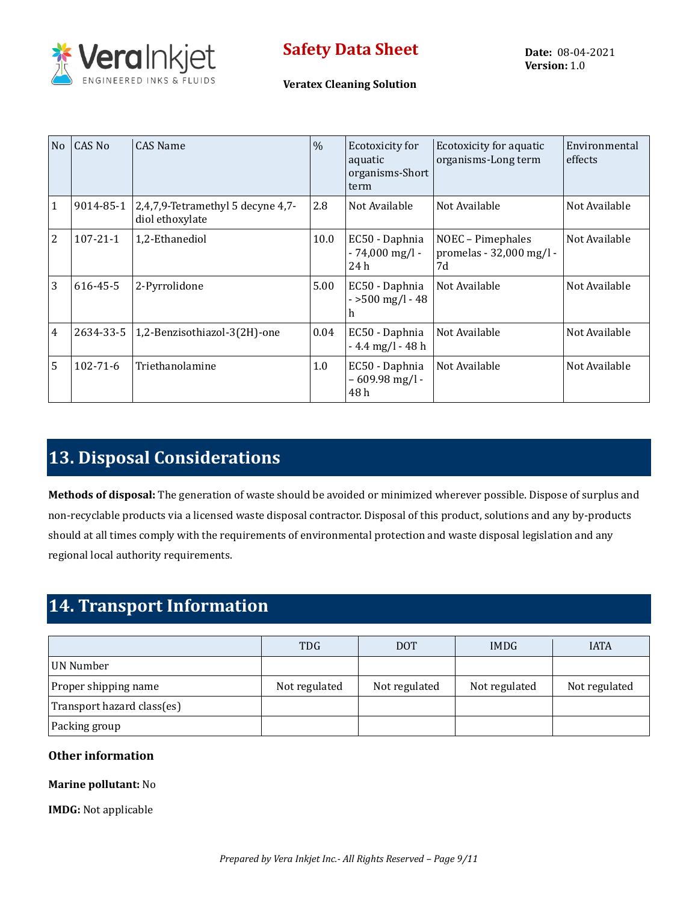| No | CAS No | CAS Name | % | Ecotoxicity for aquatic organisms-Short term | Ecotoxicity for aquatic organisms-Long term | Environmental effects |
|---|---|---|---|---|---|---|
| 1 | 9014-85-1 | 2,4,7,9-Tetramethyl 5 decyne 4,7-diol ethoxylate | 2.8 | Not Available | Not Available | Not Available |
| 2 | 107-21-1 | 1,2-Ethanediol | 10.0 | EC50 - Daphnia - 74,000 mg/l - 24 h | NOEC – Pimephales promelas - 32,000 mg/l - 7d | Not Available |
| 3 | 616-45-5 | 2-Pyrrolidone | 5.00 | EC50 - Daphnia - >500 mg/l - 48 h | Not Available | Not Available |
| 4 | 2634-33-5 | 1,2-Benzisothiazol-3(2H)-one | 0.04 | EC50 - Daphnia - 4.4 mg/l - 48 h | Not Available | Not Available |
| 5 | 102-71-6 | Triethanolamine | 1.0 | EC50 - Daphnia – 609.98 mg/l - 48 h | Not Available | Not Available |

## 13. Disposal Considerations

**Methods of disposal:** The generation of waste should be avoided or minimized wherever possible. Dispose of surplus and non-recyclable products via a licensed waste disposal contractor. Disposal of this product, solutions and any by-products should at all times comply with the requirements of environmental protection and waste disposal legislation and any regional local authority requirements.

## 14. Transport Information

| | TDG | DOT | IMDG | IATA |
|---|---|---|---|---|
| UN Number | | | | |
| Proper shipping name | Not regulated | Not regulated | Not regulated | Not regulated |
| Transport hazard class(es) | | | | |
| Packing group | | | | |

### Other information

**Marine pollutant:** No

**IMDG:** Not applicable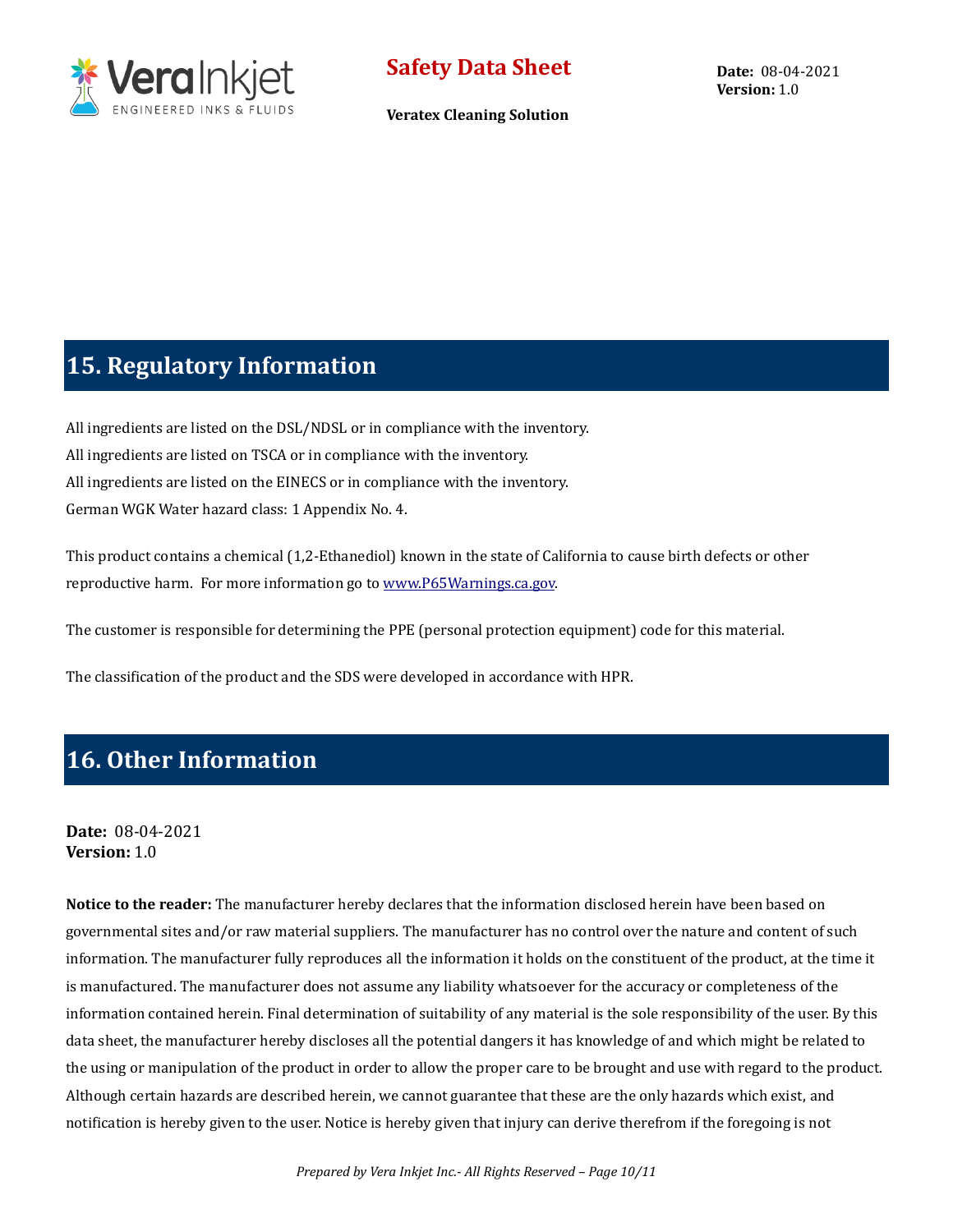## 15. Regulatory Information

All ingredients are listed on the DSL/NDSL or in compliance with the inventory.
All ingredients are listed on TSCA or in compliance with the inventory.
All ingredients are listed on the EINECS or in compliance with the inventory.
German WGK Water hazard class: 1 Appendix No. 4.

This product contains a chemical (1,2-Ethanediol) known in the state of California to cause birth defects or other reproductive harm. For more information go to www.P65Warnings.ca.gov.

The customer is responsible for determining the PPE (personal protection equipment) code for this material.

The classification of the product and the SDS were developed in accordance with HPR.

## 16. Other Information

**Date:** 08-04-2021
**Version:** 1.0

**Notice to the reader:** The manufacturer hereby declares that the information disclosed herein have been based on governmental sites and/or raw material suppliers. The manufacturer has no control over the nature and content of such information. The manufacturer fully reproduces all the information it holds on the constituent of the product, at the time it is manufactured. The manufacturer does not assume any liability whatsoever for the accuracy or completeness of the information contained herein. Final determination of suitability of any material is the sole responsibility of the user. By this data sheet, the manufacturer hereby discloses all the potential dangers it has knowledge of and which might be related to the using or manipulation of the product in order to allow the proper care to be brought and use with regard to the product. Although certain hazards are described herein, we cannot guarantee that these are the only hazards which exist, and notification is hereby given to the user. Notice is hereby given that injury can derive therefrom if the foregoing is not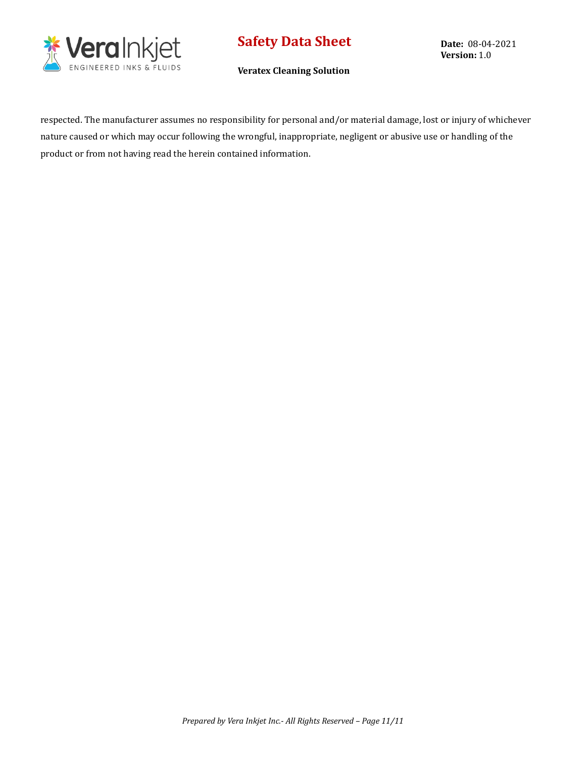respected. The manufacturer assumes no responsibility for personal and/or material damage, lost or injury of whichever nature caused or which may occur following the wrongful, inappropriate, negligent or abusive use or handling of the product or from not having read the herein contained information.